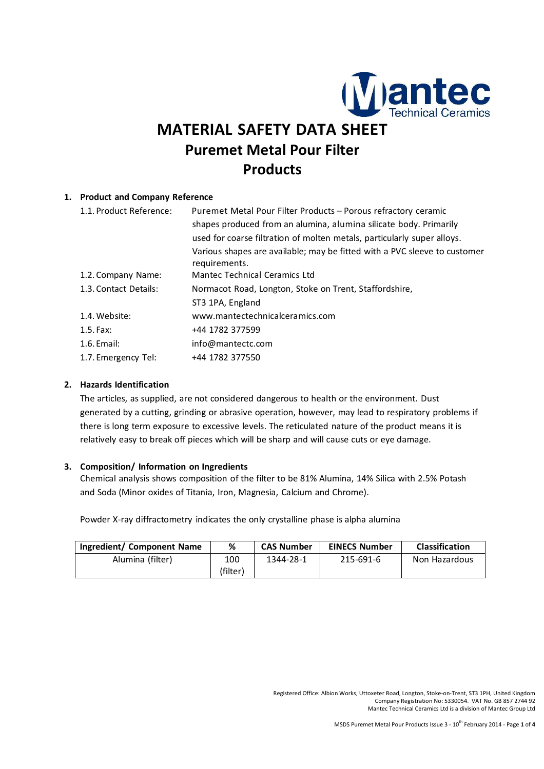# MATERIAL SAFETY DATA SHEET

## Puremet Metal Pour Filter Products

### 1. Product and Company Reference

| | |
|---|---|
| 1.1. Product Reference: | Puremet Metal Pour Filter Products – Porous refractory ceramic shapes produced from an alumina, alumina silicate body. Primarily used for coarse filtration of molten metals, particularly super alloys. Various shapes are available; may be fitted with a PVC sleeve to customer requirements. |
| 1.2. Company Name: | Mantec Technical Ceramics Ltd |
| 1.3. Contact Details: | Normacot Road, Longton, Stoke on Trent, Staffordshire, ST3 1PA, England |
| 1.4. Website: | www.mantectechnicalceramics.com |
| 1.5. Fax: | +44 1782 377599 |
| 1.6. Email: | info@mantectc.com |
| 1.7. Emergency Tel: | +44 1782 377550 |

### 2. Hazards Identification

The articles, as supplied, are not considered dangerous to health or the environment. Dust generated by a cutting, grinding or abrasive operation, however, may lead to respiratory problems if there is long term exposure to excessive levels. The reticulated nature of the product means it is relatively easy to break off pieces which will be sharp and will cause cuts or eye damage.

### 3. Composition/ Information on Ingredients

Chemical analysis shows composition of the filter to be 81% Alumina, 14% Silica with 2.5% Potash and Soda (Minor oxides of Titania, Iron, Magnesia, Calcium and Chrome).

Powder X-ray diffractometry indicates the only crystalline phase is alpha alumina

| Ingredient/ Component Name | % | CAS Number | EINECS Number | Classification |
|---|---|---|---|---|
| Alumina (filter) | 100 (filter) | 1344-28-1 | 215-691-6 | Non Hazardous |

Registered Office: Albion Works, Uttoxeter Road, Longton, Stoke-on-Trent, ST3 1PH, United Kingdom
Company Registration No: 5330054. VAT No. GB 857 2744 92
Mantec Technical Ceramics Ltd is a division of Mantec Group Ltd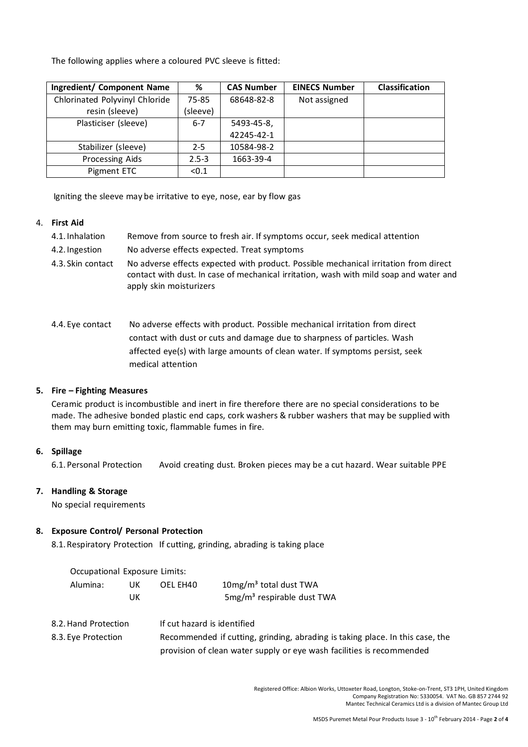The following applies where a coloured PVC sleeve is fitted:

| Ingredient/ Component Name | % | CAS Number | EINECS Number | Classification |
|---|---|---|---|---|
| Chlorinated Polyvinyl Chloride resin (sleeve) | 75-85 (sleeve) | 68648-82-8 | Not assigned | |
| Plasticiser (sleeve) | 6-7 | 5493-45-8, 42245-42-1 | | |
| Stabilizer (sleeve) | 2-5 | 10584-98-2 | | |
| Processing Aids | 2.5-3 | 1663-39-4 | | |
| Pigment ETC | <0.1 | | | |

Igniting the sleeve may be irritative to eye, nose, ear by flow gas

4. **First Aid**

4.1. Inhalation — Remove from source to fresh air. If symptoms occur, seek medical attention

4.2. Ingestion — No adverse effects expected. Treat symptoms

4.3. Skin contact — No adverse effects expected with product. Possible mechanical irritation from direct contact with dust. In case of mechanical irritation, wash with mild soap and water and apply skin moisturizers

4.4. Eye contact — No adverse effects with product. Possible mechanical irritation from direct contact with dust or cuts and damage due to sharpness of particles. Wash affected eye(s) with large amounts of clean water. If symptoms persist, seek medical attention

5. **Fire – Fighting Measures**

Ceramic product is incombustible and inert in fire therefore there are no special considerations to be made. The adhesive bonded plastic end caps, cork washers & rubber washers that may be supplied with them may burn emitting toxic, flammable fumes in fire.

6. **Spillage**

6.1. Personal Protection — Avoid creating dust. Broken pieces may be a cut hazard. Wear suitable PPE

7. **Handling & Storage**

No special requirements

8. **Exposure Control/ Personal Protection**

8.1. Respiratory Protection — If cutting, grinding, abrading is taking place

Occupational Exposure Limits:

| | | | |
|---|---|---|---|
| Alumina: | UK | OEL EH40 | 10mg/m³ total dust TWA |
| | UK | | 5mg/m³ respirable dust TWA |

8.2. Hand Protection — If cut hazard is identified

8.3. Eye Protection — Recommended if cutting, grinding, abrading is taking place. In this case, the provision of clean water supply or eye wash facilities is recommended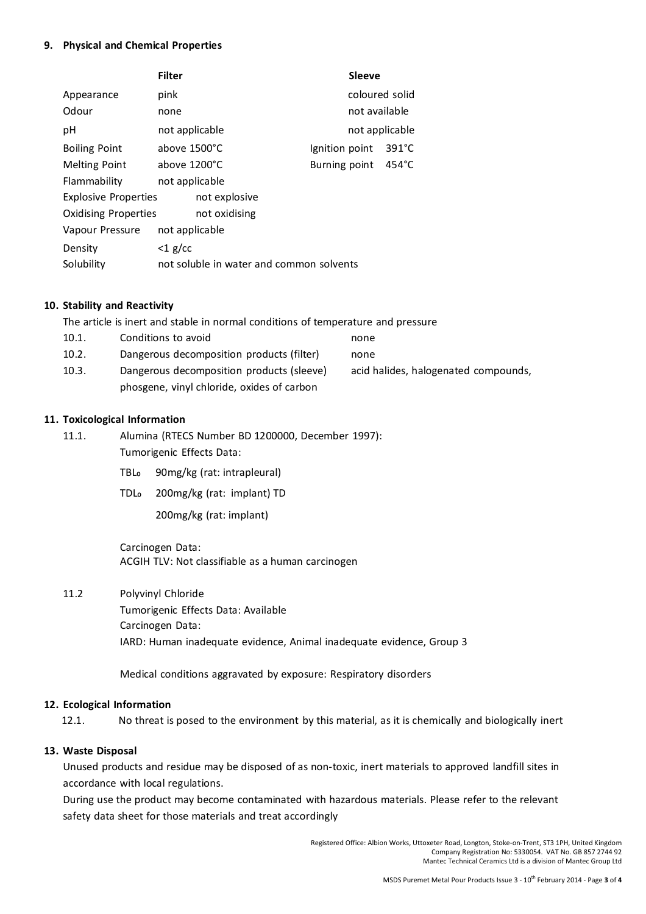## 9. Physical and Chemical Properties

| | Filter | Sleeve | |
|---|---|---|---|
| Appearance | pink | coloured solid | |
| Odour | none | not available | |
| pH | not applicable | not applicable | |
| Boiling Point | above 1500°C | Ignition point | 391°C |
| Melting Point | above 1200°C | Burning point | 454°C |
| Flammability | not applicable | | |
| Explosive Properties | not explosive | | |
| Oxidising Properties | not oxidising | | |
| Vapour Pressure | not applicable | | |
| Density | <1 g/cc | | |
| Solubility | not soluble in water and common solvents | | |

## 10. Stability and Reactivity

The article is inert and stable in normal conditions of temperature and pressure

| | | |
|---|---|---|
| 10.1. | Conditions to avoid | none |
| 10.2. | Dangerous decomposition products (filter) | none |
| 10.3. | Dangerous decomposition products (sleeve) | acid halides, halogenated compounds, phosgene, vinyl chloride, oxides of carbon |

## 11. Toxicological Information

11.1. Alumina (RTECS Number BD 1200000, December 1997):

Tumorigenic Effects Data:

$TBL_o$ 90mg/kg (rat: intrapleural)

$TDL_o$ 200mg/kg (rat: implant) TD

200mg/kg (rat: implant)

Carcinogen Data:
ACGIH TLV: Not classifiable as a human carcinogen

11.2 Polyvinyl Chloride

Tumorigenic Effects Data: Available
Carcinogen Data:
IARD: Human inadequate evidence, Animal inadequate evidence, Group 3

Medical conditions aggravated by exposure: Respiratory disorders

## 12. Ecological Information

12.1. No threat is posed to the environment by this material, as it is chemically and biologically inert

## 13. Waste Disposal

Unused products and residue may be disposed of as non-toxic, inert materials to approved landfill sites in accordance with local regulations.

During use the product may become contaminated with hazardous materials. Please refer to the relevant safety data sheet for those materials and treat accordingly

Registered Office: Albion Works, Uttoxeter Road, Longton, Stoke-on-Trent, ST3 1PH, United Kingdom
Company Registration No: 5330054. VAT No. GB 857 2744 92
Mantec Technical Ceramics Ltd is a division of Mantec Group Ltd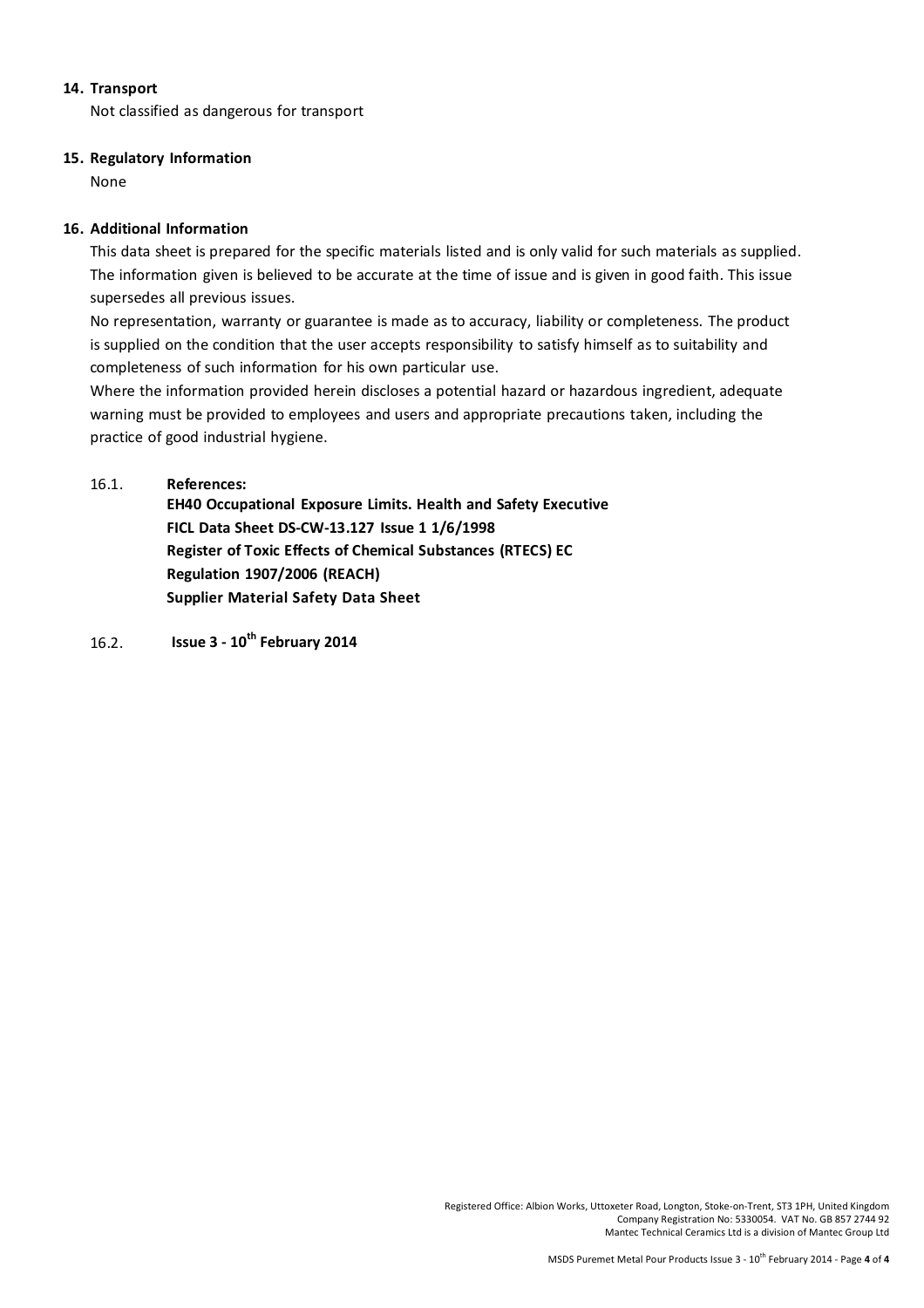## 14. Transport

Not classified as dangerous for transport

## 15. Regulatory Information

None

## 16. Additional Information

This data sheet is prepared for the specific materials listed and is only valid for such materials as supplied. The information given is believed to be accurate at the time of issue and is given in good faith. This issue supersedes all previous issues.

No representation, warranty or guarantee is made as to accuracy, liability or completeness. The product is supplied on the condition that the user accepts responsibility to satisfy himself as to suitability and completeness of such information for his own particular use.

Where the information provided herein discloses a potential hazard or hazardous ingredient, adequate warning must be provided to employees and users and appropriate precautions taken, including the practice of good industrial hygiene.

16.1. **References:**

**EH40 Occupational Exposure Limits. Health and Safety Executive**
**FICL Data Sheet DS-CW-13.127 Issue 1 1/6/1998**
**Register of Toxic Effects of Chemical Substances (RTECS) EC**
**Regulation 1907/2006 (REACH)**
**Supplier Material Safety Data Sheet**

16.2. **Issue 3 - 10th February 2014**

Registered Office: Albion Works, Uttoxeter Road, Longton, Stoke-on-Trent, ST3 1PH, United Kingdom
Company Registration No: 5330054. VAT No. GB 857 2744 92
Mantec Technical Ceramics Ltd is a division of Mantec Group Ltd